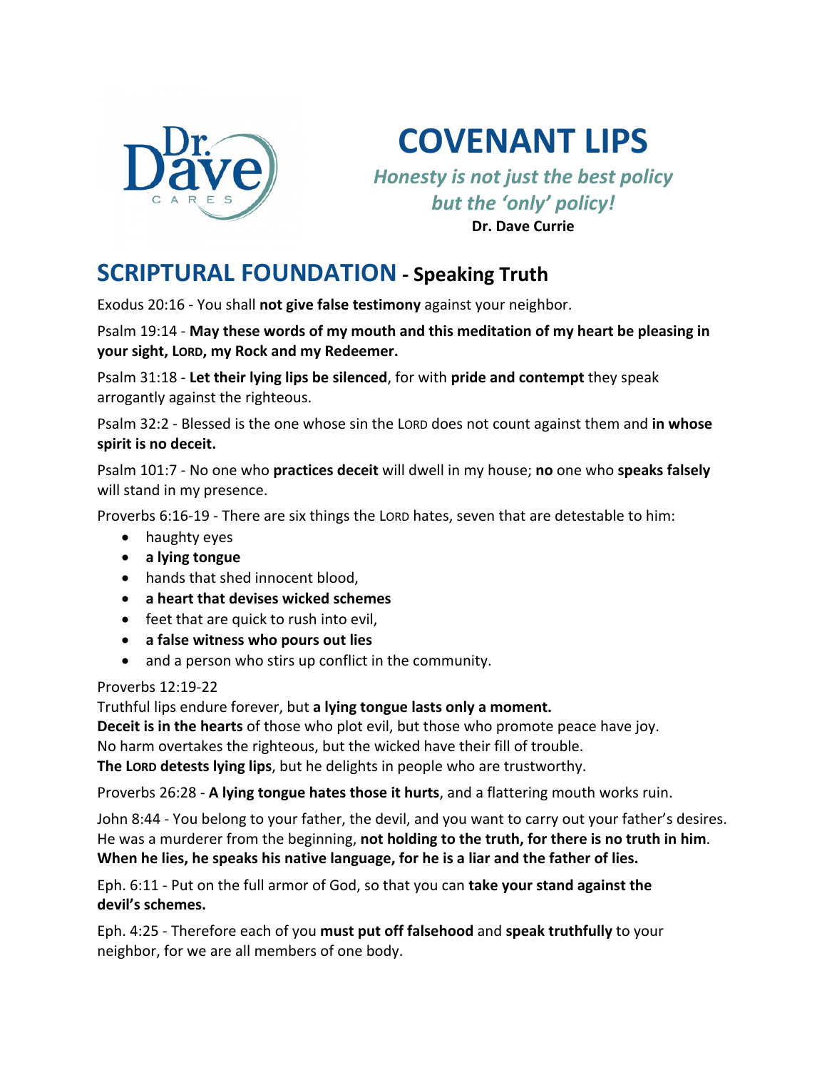# COVENANT LIPS

*Honesty is not just the best policy but the 'only' policy!*

**Dr. Dave Currie**

## SCRIPTURAL FOUNDATION - Speaking Truth

Exodus 20:16 - You shall **not give false testimony** against your neighbor.

Psalm 19:14 - **May these words of my mouth and this meditation of my heart be pleasing in your sight, LORD, my Rock and my Redeemer.**

Psalm 31:18 - **Let their lying lips be silenced**, for with **pride and contempt** they speak arrogantly against the righteous.

Psalm 32:2 - Blessed is the one whose sin the LORD does not count against them and **in whose spirit is no deceit.**

Psalm 101:7 - No one who **practices deceit** will dwell in my house; **no** one who **speaks falsely** will stand in my presence.

Proverbs 6:16-19 - There are six things the LORD hates, seven that are detestable to him:

- haughty eyes
- **a lying tongue**
- hands that shed innocent blood,
- **a heart that devises wicked schemes**
- feet that are quick to rush into evil,
- **a false witness who pours out lies**
- and a person who stirs up conflict in the community.

Proverbs 12:19-22
Truthful lips endure forever, but **a lying tongue lasts only a moment.**
**Deceit is in the hearts** of those who plot evil, but those who promote peace have joy.
No harm overtakes the righteous, but the wicked have their fill of trouble.
**The LORD detests lying lips**, but he delights in people who are trustworthy.

Proverbs 26:28 - **A lying tongue hates those it hurts**, and a flattering mouth works ruin.

John 8:44 - You belong to your father, the devil, and you want to carry out your father's desires. He was a murderer from the beginning, **not holding to the truth, for there is no truth in him**. **When he lies, he speaks his native language, for he is a liar and the father of lies.**

Eph. 6:11 - Put on the full armor of God, so that you can **take your stand against the devil's schemes.**

Eph. 4:25 - Therefore each of you **must put off falsehood** and **speak truthfully** to your neighbor, for we are all members of one body.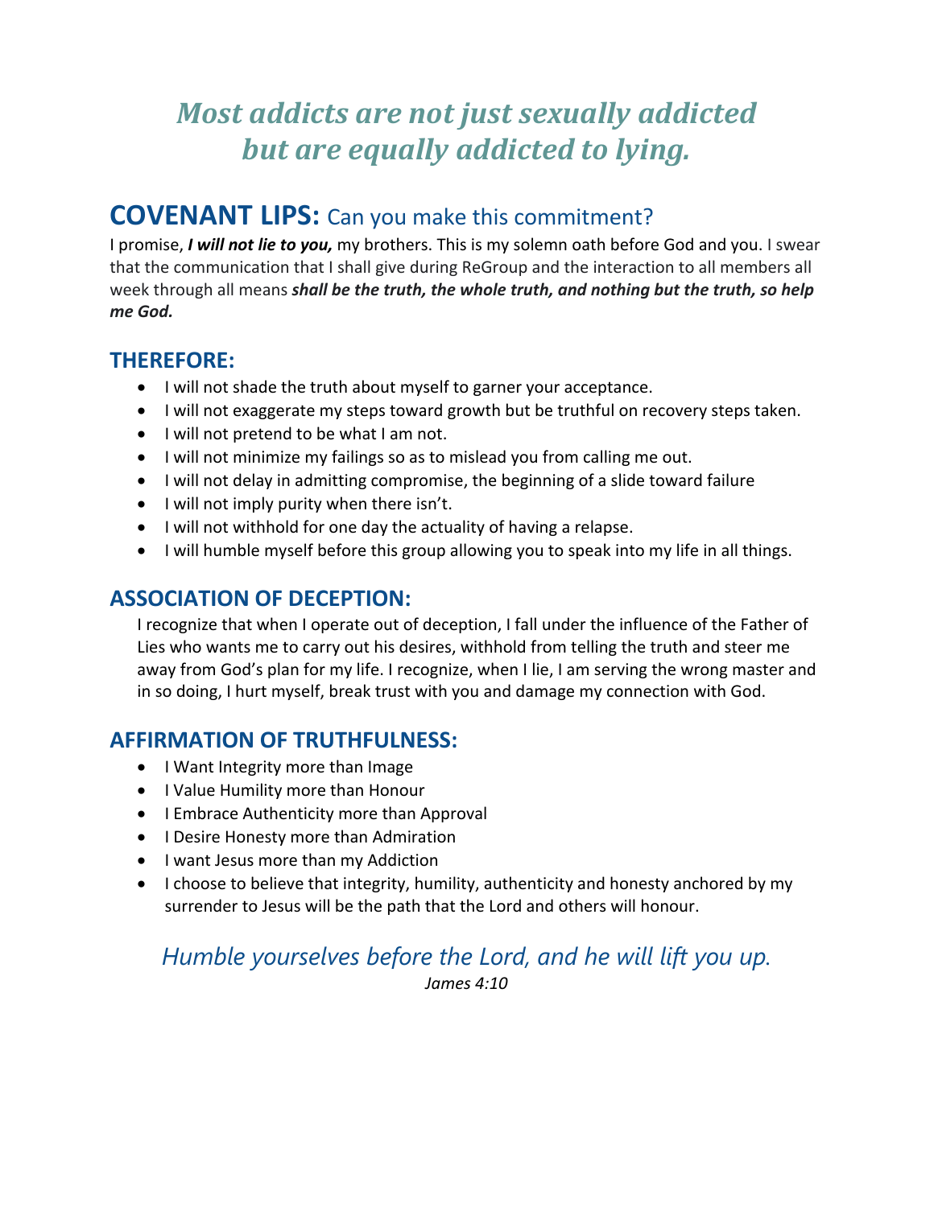# *Most addicts are not just sexually addicted but are equally addicted to lying.*

## COVENANT LIPS: Can you make this commitment?

I promise, ***I will not lie to you,*** my brothers. This is my solemn oath before God and you. I swear that the communication that I shall give during ReGroup and the interaction to all members all week through all means ***shall be the truth, the whole truth, and nothing but the truth, so help me God.***

### THEREFORE:

- I will not shade the truth about myself to garner your acceptance.
- I will not exaggerate my steps toward growth but be truthful on recovery steps taken.
- I will not pretend to be what I am not.
- I will not minimize my failings so as to mislead you from calling me out.
- I will not delay in admitting compromise, the beginning of a slide toward failure
- I will not imply purity when there isn't.
- I will not withhold for one day the actuality of having a relapse.
- I will humble myself before this group allowing you to speak into my life in all things.

### ASSOCIATION OF DECEPTION:

I recognize that when I operate out of deception, I fall under the influence of the Father of Lies who wants me to carry out his desires, withhold from telling the truth and steer me away from God's plan for my life. I recognize, when I lie, I am serving the wrong master and in so doing, I hurt myself, break trust with you and damage my connection with God.

### AFFIRMATION OF TRUTHFULNESS:

- I Want Integrity more than Image
- I Value Humility more than Honour
- I Embrace Authenticity more than Approval
- I Desire Honesty more than Admiration
- I want Jesus more than my Addiction
- I choose to believe that integrity, humility, authenticity and honesty anchored by my surrender to Jesus will be the path that the Lord and others will honour.

*Humble yourselves before the Lord, and he will lift you up.*

*James 4:10*